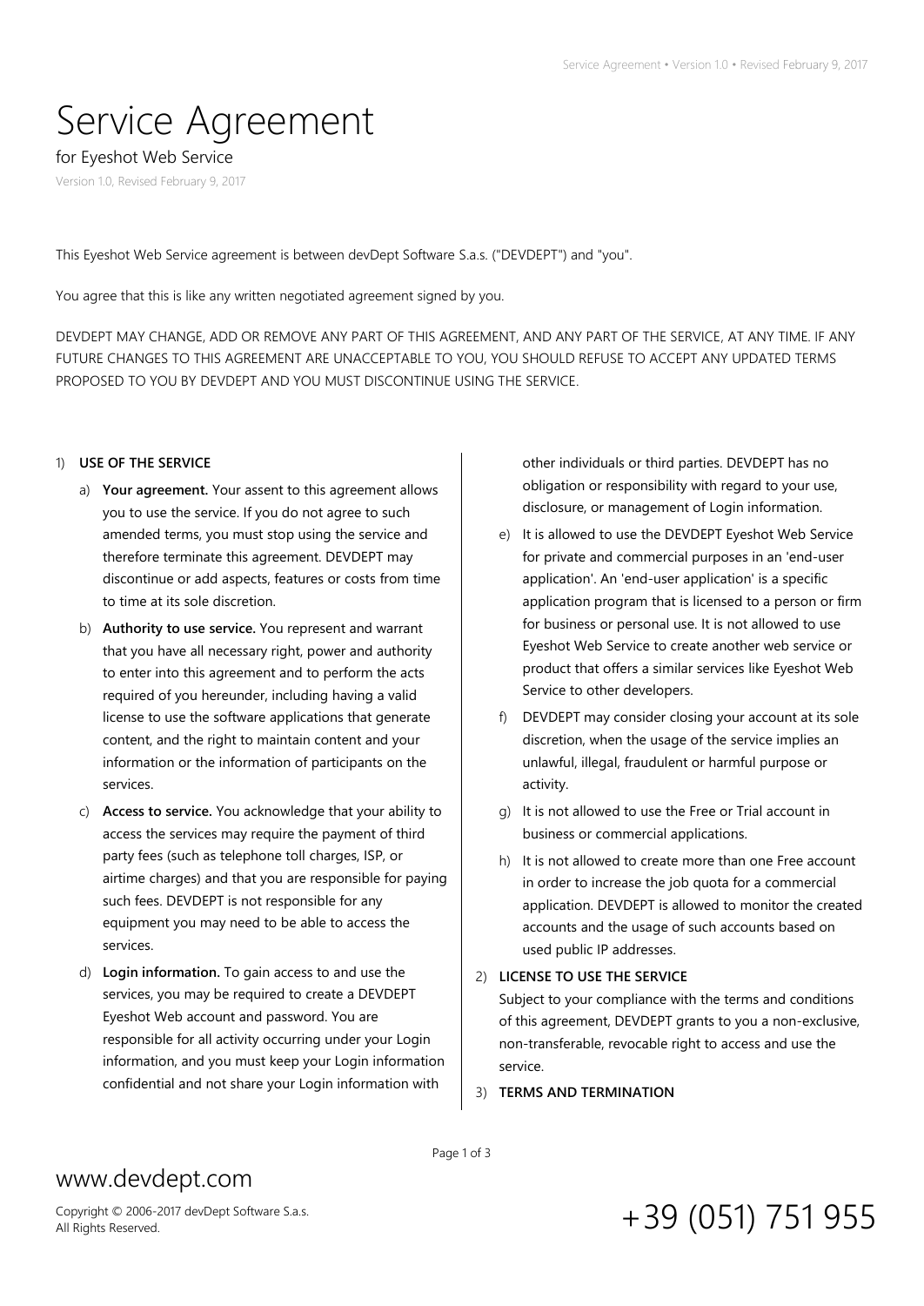# Service Agreement

for Eyeshot Web Service

Version 1.0, Revised February 9, 2017

This Eyeshot Web Service agreement is between devDept Software S.a.s. ("DEVDEPT") and "you".

You agree that this is like any written negotiated agreement signed by you.

DEVDEPT MAY CHANGE, ADD OR REMOVE ANY PART OF THIS AGREEMENT, AND ANY PART OF THE SERVICE, AT ANY TIME. IF ANY FUTURE CHANGES TO THIS AGREEMENT ARE UNACCEPTABLE TO YOU, YOU SHOULD REFUSE TO ACCEPT ANY UPDATED TERMS PROPOSED TO YOU BY DEVDEPT AND YOU MUST DISCONTINUE USING THE SERVICE.

1) **USE OF THE SERVICE**
   a) **Your agreement.** Your assent to this agreement allows you to use the service. If you do not agree to such amended terms, you must stop using the service and therefore terminate this agreement. DEVDEPT may discontinue or add aspects, features or costs from time to time at its sole discretion.
   b) **Authority to use service.** You represent and warrant that you have all necessary right, power and authority to enter into this agreement and to perform the acts required of you hereunder, including having a valid license to use the software applications that generate content, and the right to maintain content and your information or the information of participants on the services.
   c) **Access to service.** You acknowledge that your ability to access the services may require the payment of third party fees (such as telephone toll charges, ISP, or airtime charges) and that you are responsible for paying such fees. DEVDEPT is not responsible for any equipment you may need to be able to access the services.
   d) **Login information.** To gain access to and use the services, you may be required to create a DEVDEPT Eyeshot Web account and password. You are responsible for all activity occurring under your Login information, and you must keep your Login information confidential and not share your Login information with other individuals or third parties. DEVDEPT has no obligation or responsibility with regard to your use, disclosure, or management of Login information.
   e) It is allowed to use the DEVDEPT Eyeshot Web Service for private and commercial purposes in an 'end-user application'. An 'end-user application' is a specific application program that is licensed to a person or firm for business or personal use. It is not allowed to use Eyeshot Web Service to create another web service or product that offers a similar services like Eyeshot Web Service to other developers.
   f) DEVDEPT may consider closing your account at its sole discretion, when the usage of the service implies an unlawful, illegal, fraudulent or harmful purpose or activity.
   g) It is not allowed to use the Free or Trial account in business or commercial applications.
   h) It is not allowed to create more than one Free account in order to increase the job quota for a commercial application. DEVDEPT is allowed to monitor the created accounts and the usage of such accounts based on used public IP addresses.
2) **LICENSE TO USE THE SERVICE**
   Subject to your compliance with the terms and conditions of this agreement, DEVDEPT grants to you a non-exclusive, non-transferable, revocable right to access and use the service.
3) **TERMS AND TERMINATION**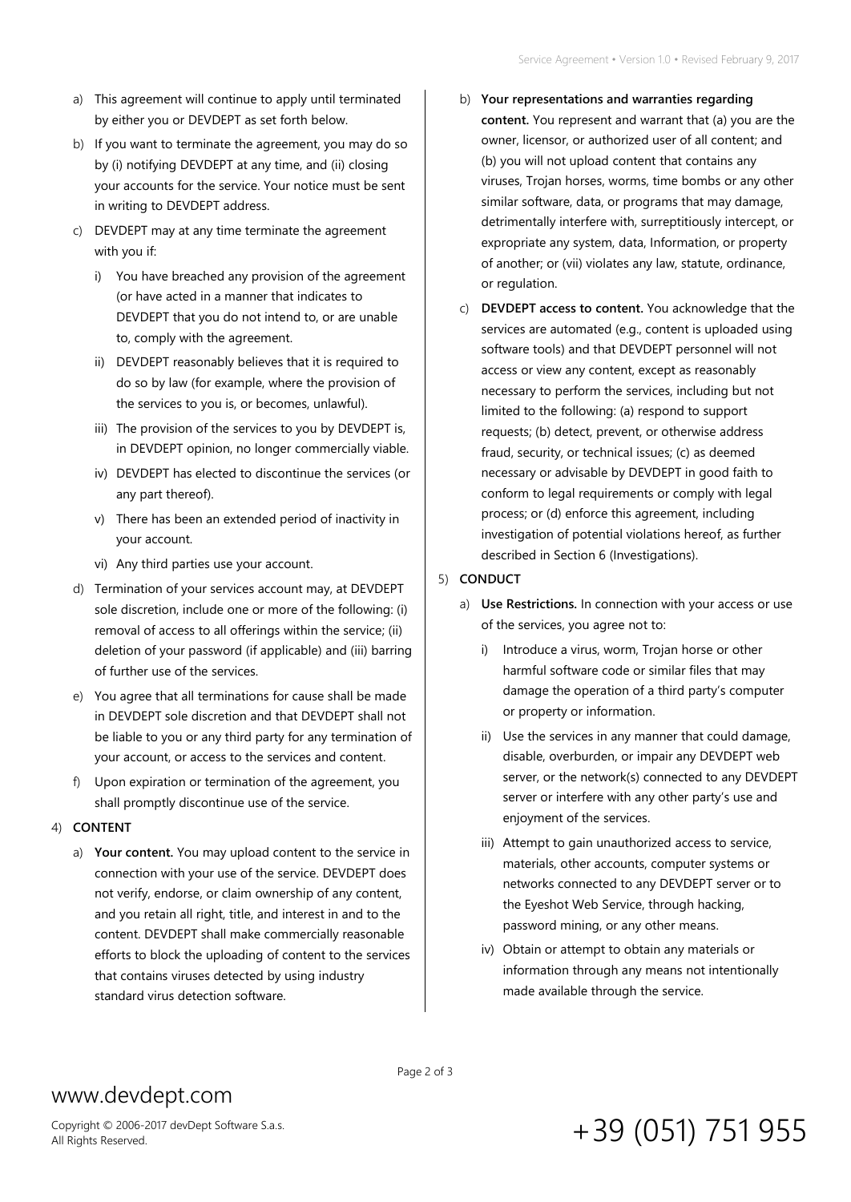a) This agreement will continue to apply until terminated by either you or DEVDEPT as set forth below.

b) If you want to terminate the agreement, you may do so by (i) notifying DEVDEPT at any time, and (ii) closing your accounts for the service. Your notice must be sent in writing to DEVDEPT address.

c) DEVDEPT may at any time terminate the agreement with you if:

   i) You have breached any provision of the agreement (or have acted in a manner that indicates to DEVDEPT that you do not intend to, or are unable to, comply with the agreement.

   ii) DEVDEPT reasonably believes that it is required to do so by law (for example, where the provision of the services to you is, or becomes, unlawful).

   iii) The provision of the services to you by DEVDEPT is, in DEVDEPT opinion, no longer commercially viable.

   iv) DEVDEPT has elected to discontinue the services (or any part thereof).

   v) There has been an extended period of inactivity in your account.

   vi) Any third parties use your account.

d) Termination of your services account may, at DEVDEPT sole discretion, include one or more of the following: (i) removal of access to all offerings within the service; (ii) deletion of your password (if applicable) and (iii) barring of further use of the services.

e) You agree that all terminations for cause shall be made in DEVDEPT sole discretion and that DEVDEPT shall not be liable to you or any third party for any termination of your account, or access to the services and content.

f) Upon expiration or termination of the agreement, you shall promptly discontinue use of the service.

4) **CONTENT**

   a) **Your content.** You may upload content to the service in connection with your use of the service. DEVDEPT does not verify, endorse, or claim ownership of any content, and you retain all right, title, and interest in and to the content. DEVDEPT shall make commercially reasonable efforts to block the uploading of content to the services that contains viruses detected by using industry standard virus detection software.

   b) **Your representations and warranties regarding content.** You represent and warrant that (a) you are the owner, licensor, or authorized user of all content; and (b) you will not upload content that contains any viruses, Trojan horses, worms, time bombs or any other similar software, data, or programs that may damage, detrimentally interfere with, surreptitiously intercept, or expropriate any system, data, Information, or property of another; or (vii) violates any law, statute, ordinance, or regulation.

   c) **DEVDEPT access to content.** You acknowledge that the services are automated (e.g., content is uploaded using software tools) and that DEVDEPT personnel will not access or view any content, except as reasonably necessary to perform the services, including but not limited to the following: (a) respond to support requests; (b) detect, prevent, or otherwise address fraud, security, or technical issues; (c) as deemed necessary or advisable by DEVDEPT in good faith to conform to legal requirements or comply with legal process; or (d) enforce this agreement, including investigation of potential violations hereof, as further described in Section 6 (Investigations).

5) **CONDUCT**

   a) **Use Restrictions.** In connection with your access or use of the services, you agree not to:

      i) Introduce a virus, worm, Trojan horse or other harmful software code or similar files that may damage the operation of a third party's computer or property or information.

      ii) Use the services in any manner that could damage, disable, overburden, or impair any DEVDEPT web server, or the network(s) connected to any DEVDEPT server or interfere with any other party's use and enjoyment of the services.

      iii) Attempt to gain unauthorized access to service, materials, other accounts, computer systems or networks connected to any DEVDEPT server or to the Eyeshot Web Service, through hacking, password mining, or any other means.

      iv) Obtain or attempt to obtain any materials or information through any means not intentionally made available through the service.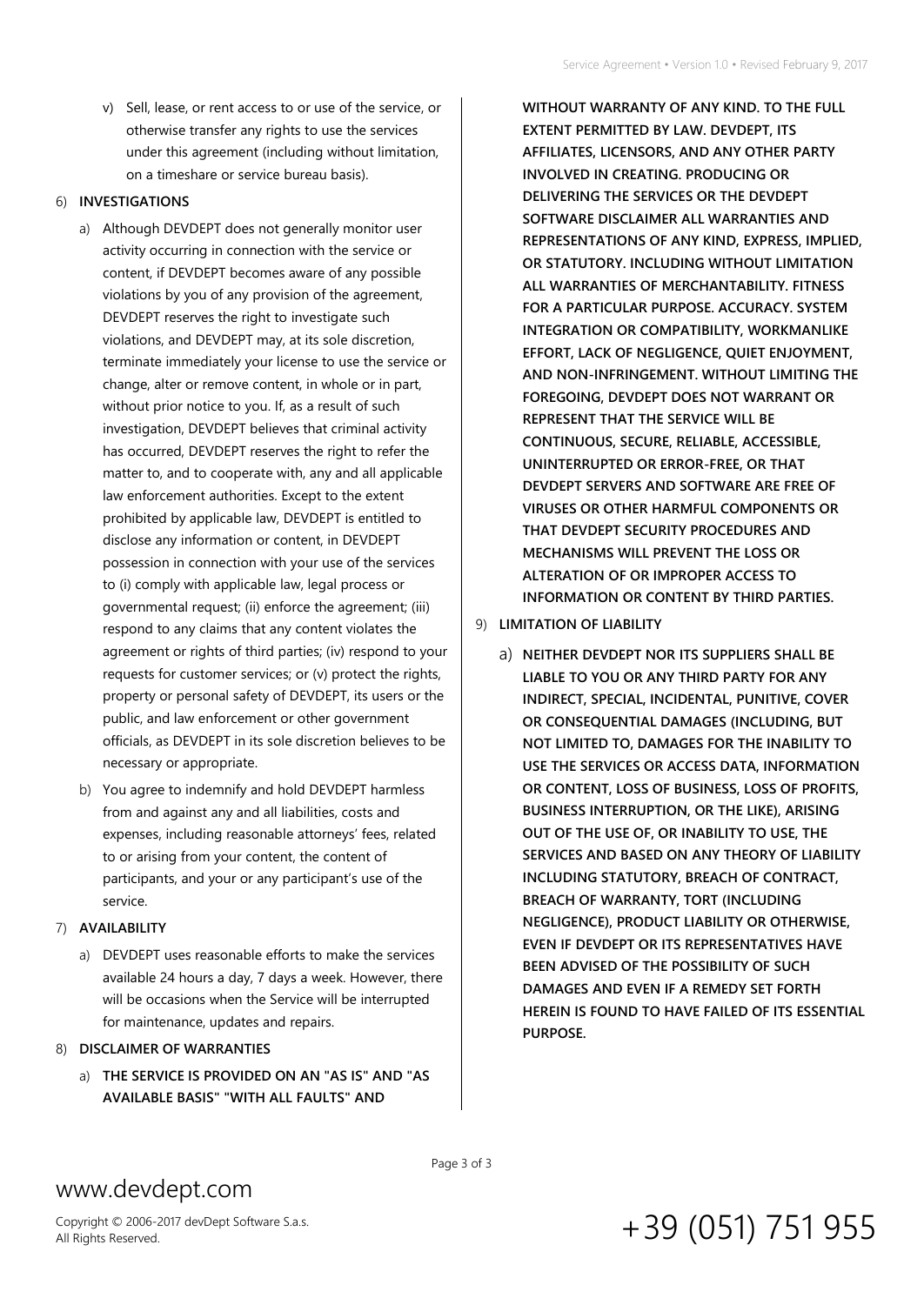v) Sell, lease, or rent access to or use of the service, or otherwise transfer any rights to use the services under this agreement (including without limitation, on a timeshare or service bureau basis).

6) **INVESTIGATIONS**

a) Although DEVDEPT does not generally monitor user activity occurring in connection with the service or content, if DEVDEPT becomes aware of any possible violations by you of any provision of the agreement, DEVDEPT reserves the right to investigate such violations, and DEVDEPT may, at its sole discretion, terminate immediately your license to use the service or change, alter or remove content, in whole or in part, without prior notice to you. If, as a result of such investigation, DEVDEPT believes that criminal activity has occurred, DEVDEPT reserves the right to refer the matter to, and to cooperate with, any and all applicable law enforcement authorities. Except to the extent prohibited by applicable law, DEVDEPT is entitled to disclose any information or content, in DEVDEPT possession in connection with your use of the services to (i) comply with applicable law, legal process or governmental request; (ii) enforce the agreement; (iii) respond to any claims that any content violates the agreement or rights of third parties; (iv) respond to your requests for customer services; or (v) protect the rights, property or personal safety of DEVDEPT, its users or the public, and law enforcement or other government officials, as DEVDEPT in its sole discretion believes to be necessary or appropriate.

b) You agree to indemnify and hold DEVDEPT harmless from and against any and all liabilities, costs and expenses, including reasonable attorneys' fees, related to or arising from your content, the content of participants, and your or any participant's use of the service.

7) **AVAILABILITY**

a) DEVDEPT uses reasonable efforts to make the services available 24 hours a day, 7 days a week. However, there will be occasions when the Service will be interrupted for maintenance, updates and repairs.

8) **DISCLAIMER OF WARRANTIES**

a) **THE SERVICE IS PROVIDED ON AN "AS IS" AND "AS AVAILABLE BASIS" "WITH ALL FAULTS" AND WITHOUT WARRANTY OF ANY KIND. TO THE FULL EXTENT PERMITTED BY LAW. DEVDEPT, ITS AFFILIATES, LICENSORS, AND ANY OTHER PARTY INVOLVED IN CREATING. PRODUCING OR DELIVERING THE SERVICES OR THE DEVDEPT SOFTWARE DISCLAIMER ALL WARRANTIES AND REPRESENTATIONS OF ANY KIND, EXPRESS, IMPLIED, OR STATUTORY. INCLUDING WITHOUT LIMITATION ALL WARRANTIES OF MERCHANTABILITY. FITNESS FOR A PARTICULAR PURPOSE. ACCURACY. SYSTEM INTEGRATION OR COMPATIBILITY, WORKMANLIKE EFFORT, LACK OF NEGLIGENCE, QUIET ENJOYMENT, AND NON-INFRINGEMENT. WITHOUT LIMITING THE FOREGOING, DEVDEPT DOES NOT WARRANT OR REPRESENT THAT THE SERVICE WILL BE CONTINUOUS, SECURE, RELIABLE, ACCESSIBLE, UNINTERRUPTED OR ERROR-FREE, OR THAT DEVDEPT SERVERS AND SOFTWARE ARE FREE OF VIRUSES OR OTHER HARMFUL COMPONENTS OR THAT DEVDEPT SECURITY PROCEDURES AND MECHANISMS WILL PREVENT THE LOSS OR ALTERATION OF OR IMPROPER ACCESS TO INFORMATION OR CONTENT BY THIRD PARTIES.**

9) **LIMITATION OF LIABILITY**

a) **NEITHER DEVDEPT NOR ITS SUPPLIERS SHALL BE LIABLE TO YOU OR ANY THIRD PARTY FOR ANY INDIRECT, SPECIAL, INCIDENTAL, PUNITIVE, COVER OR CONSEQUENTIAL DAMAGES (INCLUDING, BUT NOT LIMITED TO, DAMAGES FOR THE INABILITY TO USE THE SERVICES OR ACCESS DATA, INFORMATION OR CONTENT, LOSS OF BUSINESS, LOSS OF PROFITS, BUSINESS INTERRUPTION, OR THE LIKE), ARISING OUT OF THE USE OF, OR INABILITY TO USE, THE SERVICES AND BASED ON ANY THEORY OF LIABILITY INCLUDING STATUTORY, BREACH OF CONTRACT, BREACH OF WARRANTY, TORT (INCLUDING NEGLIGENCE), PRODUCT LIABILITY OR OTHERWISE, EVEN IF DEVDEPT OR ITS REPRESENTATIVES HAVE BEEN ADVISED OF THE POSSIBILITY OF SUCH DAMAGES AND EVEN IF A REMEDY SET FORTH HEREIN IS FOUND TO HAVE FAILED OF ITS ESSENTIAL PURPOSE.**